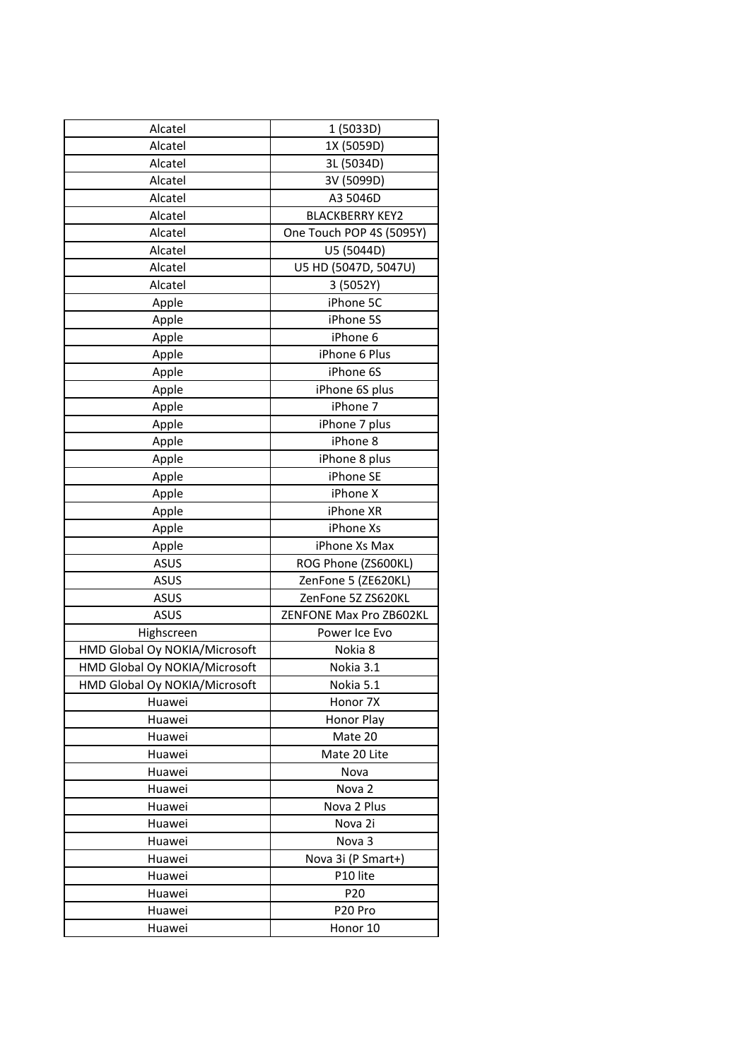| | |
|---|---|
| Alcatel | 1 (5033D) |
| Alcatel | 1X (5059D) |
| Alcatel | 3L (5034D) |
| Alcatel | 3V (5099D) |
| Alcatel | A3 5046D |
| Alcatel | BLACKBERRY KEY2 |
| Alcatel | One Touch POP 4S (5095Y) |
| Alcatel | U5 (5044D) |
| Alcatel | U5 HD (5047D, 5047U) |
| Alcatel | 3 (5052Y) |
| Apple | iPhone 5C |
| Apple | iPhone 5S |
| Apple | iPhone 6 |
| Apple | iPhone 6 Plus |
| Apple | iPhone 6S |
| Apple | iPhone 6S plus |
| Apple | iPhone 7 |
| Apple | iPhone 7 plus |
| Apple | iPhone 8 |
| Apple | iPhone 8 plus |
| Apple | iPhone SE |
| Apple | iPhone X |
| Apple | iPhone XR |
| Apple | iPhone Xs |
| Apple | iPhone Xs Max |
| ASUS | ROG Phone (ZS600KL) |
| ASUS | ZenFone 5 (ZE620KL) |
| ASUS | ZenFone 5Z ZS620KL |
| ASUS | ZENFONE Max Pro ZB602KL |
| Highscreen | Power Ice Evo |
| HMD Global Oy NOKIA/Microsoft | Nokia 8 |
| HMD Global Oy NOKIA/Microsoft | Nokia 3.1 |
| HMD Global Oy NOKIA/Microsoft | Nokia 5.1 |
| Huawei | Honor 7X |
| Huawei | Honor Play |
| Huawei | Mate 20 |
| Huawei | Mate 20 Lite |
| Huawei | Nova |
| Huawei | Nova 2 |
| Huawei | Nova 2 Plus |
| Huawei | Nova 2i |
| Huawei | Nova 3 |
| Huawei | Nova 3i (P Smart+) |
| Huawei | P10 lite |
| Huawei | P20 |
| Huawei | P20 Pro |
| Huawei | Honor 10 |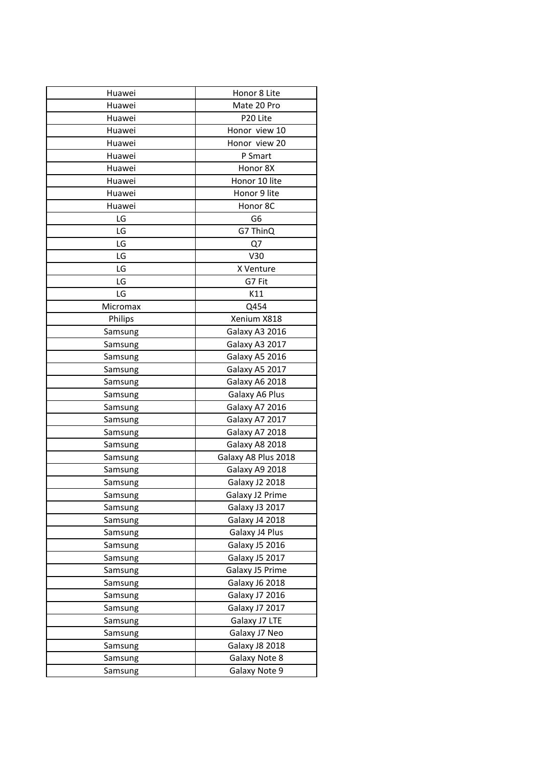| Huawei | Honor 8 Lite |
|---|---|
| Huawei | Mate 20 Pro |
| Huawei | P20 Lite |
| Huawei | Honor  view 10 |
| Huawei | Honor  view 20 |
| Huawei | P Smart |
| Huawei | Honor 8X |
| Huawei | Honor 10 lite |
| Huawei | Honor 9 lite |
| Huawei | Honor 8C |
| LG | G6 |
| LG | G7 ThinQ |
| LG | Q7 |
| LG | V30 |
| LG | X Venture |
| LG | G7 Fit |
| LG | K11 |
| Micromax | Q454 |
| Philips | Xenium X818 |
| Samsung | Galaxy A3 2016 |
| Samsung | Galaxy A3 2017 |
| Samsung | Galaxy A5 2016 |
| Samsung | Galaxy A5 2017 |
| Samsung | Galaxy A6 2018 |
| Samsung | Galaxy A6 Plus |
| Samsung | Galaxy A7 2016 |
| Samsung | Galaxy A7 2017 |
| Samsung | Galaxy A7 2018 |
| Samsung | Galaxy A8 2018 |
| Samsung | Galaxy A8 Plus 2018 |
| Samsung | Galaxy A9 2018 |
| Samsung | Galaxy J2 2018 |
| Samsung | Galaxy J2 Prime |
| Samsung | Galaxy J3 2017 |
| Samsung | Galaxy J4 2018 |
| Samsung | Galaxy J4 Plus |
| Samsung | Galaxy J5 2016 |
| Samsung | Galaxy J5 2017 |
| Samsung | Galaxy J5 Prime |
| Samsung | Galaxy J6 2018 |
| Samsung | Galaxy J7 2016 |
| Samsung | Galaxy J7 2017 |
| Samsung | Galaxy J7 LTE |
| Samsung | Galaxy J7 Neo |
| Samsung | Galaxy J8 2018 |
| Samsung | Galaxy Note 8 |
| Samsung | Galaxy Note 9 |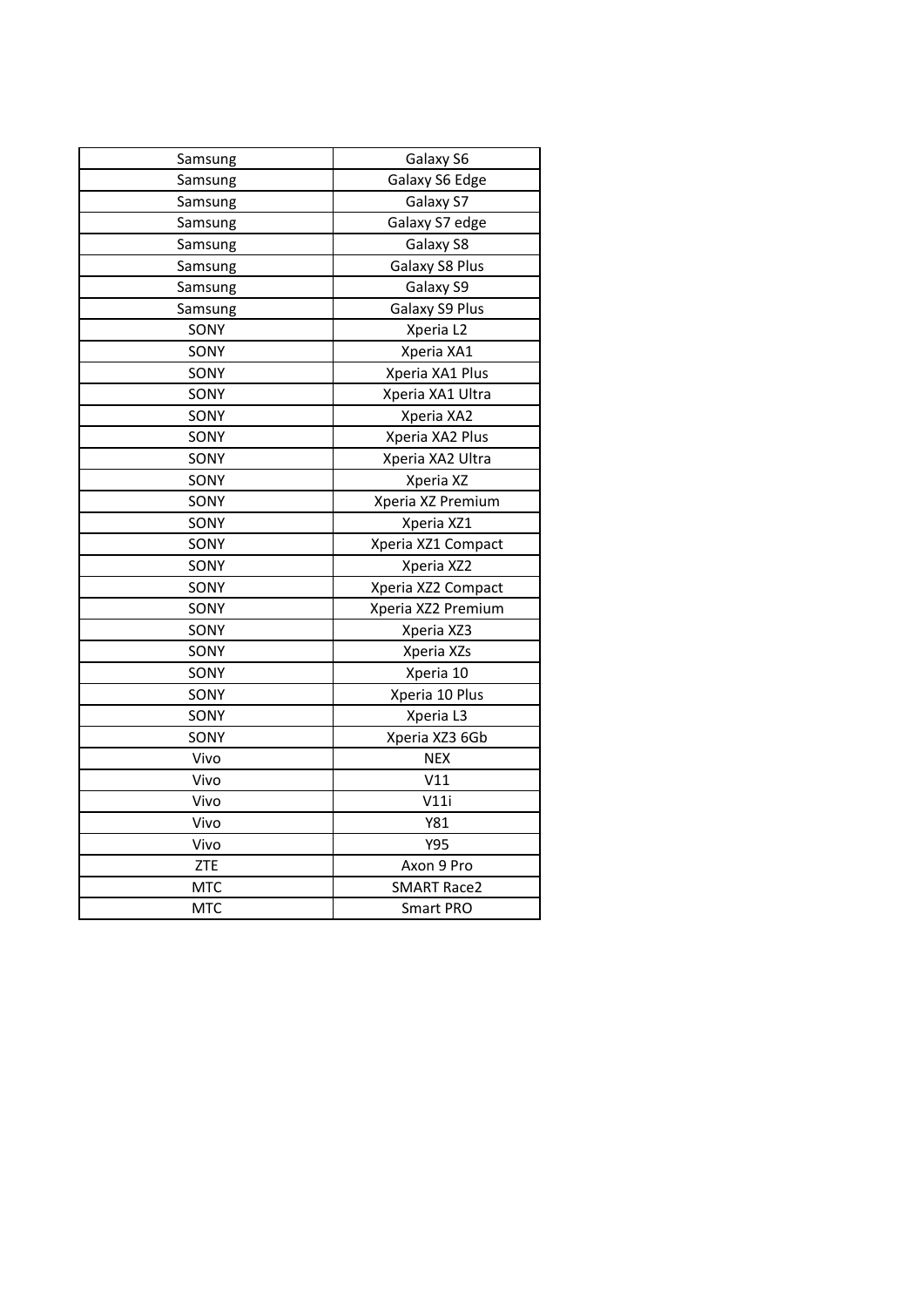| | |
|---|---|
| Samsung | Galaxy S6 |
| Samsung | Galaxy S6 Edge |
| Samsung | Galaxy S7 |
| Samsung | Galaxy S7 edge |
| Samsung | Galaxy S8 |
| Samsung | Galaxy S8 Plus |
| Samsung | Galaxy S9 |
| Samsung | Galaxy S9 Plus |
| SONY | Xperia L2 |
| SONY | Xperia XA1 |
| SONY | Xperia XA1 Plus |
| SONY | Xperia XA1 Ultra |
| SONY | Xperia XA2 |
| SONY | Xperia XA2 Plus |
| SONY | Xperia XA2 Ultra |
| SONY | Xperia XZ |
| SONY | Xperia XZ Premium |
| SONY | Xperia XZ1 |
| SONY | Xperia XZ1 Compact |
| SONY | Xperia XZ2 |
| SONY | Xperia XZ2 Compact |
| SONY | Xperia XZ2 Premium |
| SONY | Xperia XZ3 |
| SONY | Xperia XZs |
| SONY | Xperia 10 |
| SONY | Xperia 10 Plus |
| SONY | Xperia L3 |
| SONY | Xperia XZ3 6Gb |
| Vivo | NEX |
| Vivo | V11 |
| Vivo | V11i |
| Vivo | Y81 |
| Vivo | Y95 |
| ZTE | Axon 9 Pro |
| MTC | SMART Race2 |
| MTC | Smart PRO |